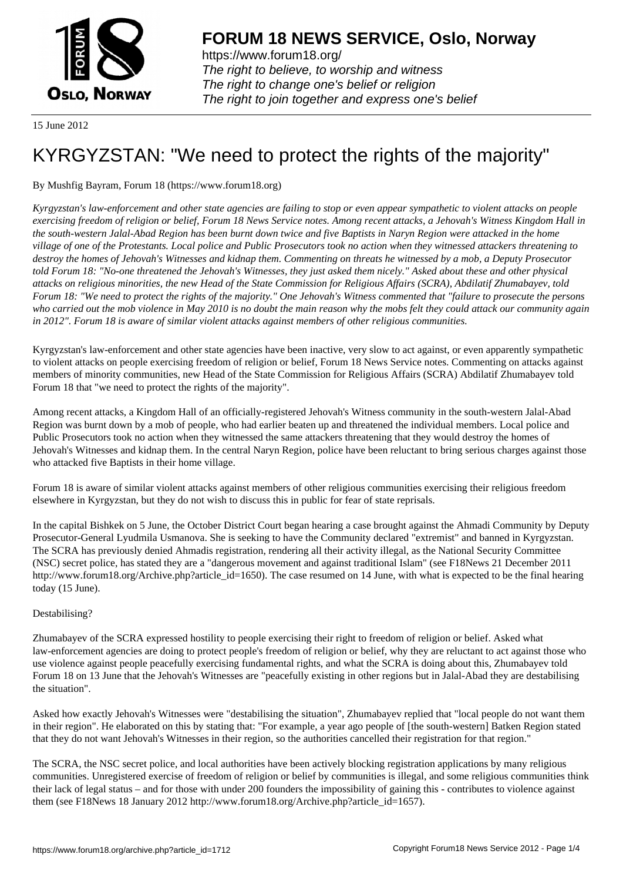# FORUM 18 NEWS SERVICE, Oslo, Norway

https://www.forum18.org/
*The right to believe, to worship and witness*
*The right to change one's belief or religion*
*The right to join together and express one's belief*

15 June 2012

# KYRGYZSTAN: "We need to protect the rights of the majority"

By Mushfig Bayram, Forum 18 (https://www.forum18.org)

*Kyrgyzstan's law-enforcement and other state agencies are failing to stop or even appear sympathetic to violent attacks on people exercising freedom of religion or belief, Forum 18 News Service notes. Among recent attacks, a Jehovah's Witness Kingdom Hall in the south-western Jalal-Abad Region has been burnt down twice and five Baptists in Naryn Region were attacked in the home village of one of the Protestants. Local police and Public Prosecutors took no action when they witnessed attackers threatening to destroy the homes of Jehovah's Witnesses and kidnap them. Commenting on threats he witnessed by a mob, a Deputy Prosecutor told Forum 18: "No-one threatened the Jehovah's Witnesses, they just asked them nicely." Asked about these and other physical attacks on religious minorities, the new Head of the State Commission for Religious Affairs (SCRA), Abdilatif Zhumabayev, told Forum 18: "We need to protect the rights of the majority." One Jehovah's Witness commented that "failure to prosecute the persons who carried out the mob violence in May 2010 is no doubt the main reason why the mobs felt they could attack our community again in 2012". Forum 18 is aware of similar violent attacks against members of other religious communities.*

Kyrgyzstan's law-enforcement and other state agencies have been inactive, very slow to act against, or even apparently sympathetic to violent attacks on people exercising freedom of religion or belief, Forum 18 News Service notes. Commenting on attacks against members of minority communities, new Head of the State Commission for Religious Affairs (SCRA) Abdilatif Zhumabayev told Forum 18 that "we need to protect the rights of the majority".

Among recent attacks, a Kingdom Hall of an officially-registered Jehovah's Witness community in the south-western Jalal-Abad Region was burnt down by a mob of people, who had earlier beaten up and threatened the individual members. Local police and Public Prosecutors took no action when they witnessed the same attackers threatening that they would destroy the homes of Jehovah's Witnesses and kidnap them. In the central Naryn Region, police have been reluctant to bring serious charges against those who attacked five Baptists in their home village.

Forum 18 is aware of similar violent attacks against members of other religious communities exercising their religious freedom elsewhere in Kyrgyzstan, but they do not wish to discuss this in public for fear of state reprisals.

In the capital Bishkek on 5 June, the October District Court began hearing a case brought against the Ahmadi Community by Deputy Prosecutor-General Lyudmila Usmanova. She is seeking to have the Community declared "extremist" and banned in Kyrgyzstan. The SCRA has previously denied Ahmadis registration, rendering all their activity illegal, as the National Security Committee (NSC) secret police, has stated they are a "dangerous movement and against traditional Islam" (see F18News 21 December 2011 http://www.forum18.org/Archive.php?article_id=1650). The case resumed on 14 June, with what is expected to be the final hearing today (15 June).

Destabilising?

Zhumabayev of the SCRA expressed hostility to people exercising their right to freedom of religion or belief. Asked what law-enforcement agencies are doing to protect people's freedom of religion or belief, why they are reluctant to act against those who use violence against people peacefully exercising fundamental rights, and what the SCRA is doing about this, Zhumabayev told Forum 18 on 13 June that the Jehovah's Witnesses are "peacefully existing in other regions but in Jalal-Abad they are destabilising the situation".

Asked how exactly Jehovah's Witnesses were "destabilising the situation", Zhumabayev replied that "local people do not want them in their region". He elaborated on this by stating that: "For example, a year ago people of [the south-western] Batken Region stated that they do not want Jehovah's Witnesses in their region, so the authorities cancelled their registration for that region."

The SCRA, the NSC secret police, and local authorities have been actively blocking registration applications by many religious communities. Unregistered exercise of freedom of religion or belief by communities is illegal, and some religious communities think their lack of legal status – and for those with under 200 founders the impossibility of gaining this - contributes to violence against them (see F18News 18 January 2012 http://www.forum18.org/Archive.php?article_id=1657).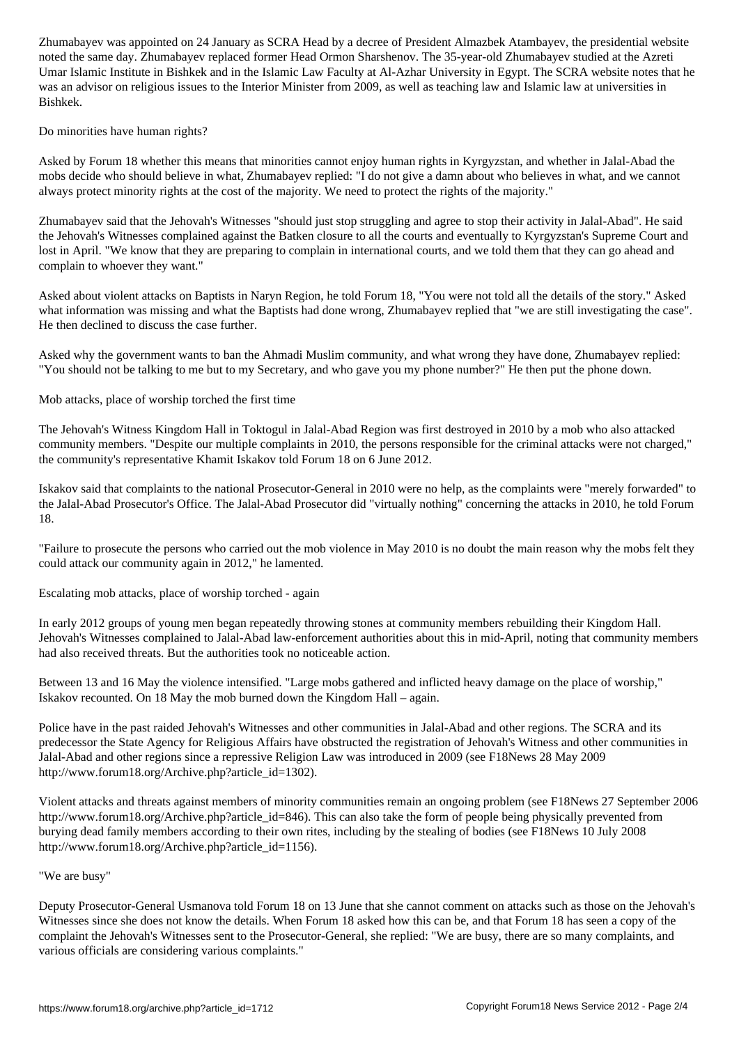Zhumabayev was appointed on 24 January as SCRA Head by a decree of President Almazbek Atambayev, the presidential website noted the same day. Zhumabayev replaced former Head Ormon Sharshenov. The 35-year-old Zhumabayev studied at the Azreti Umar Islamic Institute in Bishkek and in the Islamic Law Faculty at Al-Azhar University in Egypt. The SCRA website notes that he was an advisor on religious issues to the Interior Minister from 2009, as well as teaching law and Islamic law at universities in Bishkek.

## Do minorities have human rights?

Asked by Forum 18 whether this means that minorities cannot enjoy human rights in Kyrgyzstan, and whether in Jalal-Abad the mobs decide who should believe in what, Zhumabayev replied: "I do not give a damn about who believes in what, and we cannot always protect minority rights at the cost of the majority. We need to protect the rights of the majority."

Zhumabayev said that the Jehovah's Witnesses "should just stop struggling and agree to stop their activity in Jalal-Abad". He said the Jehovah's Witnesses complained against the Batken closure to all the courts and eventually to Kyrgyzstan's Supreme Court and lost in April. "We know that they are preparing to complain in international courts, and we told them that they can go ahead and complain to whoever they want."

Asked about violent attacks on Baptists in Naryn Region, he told Forum 18, "You were not told all the details of the story." Asked what information was missing and what the Baptists had done wrong, Zhumabayev replied that "we are still investigating the case". He then declined to discuss the case further.

Asked why the government wants to ban the Ahmadi Muslim community, and what wrong they have done, Zhumabayev replied: "You should not be talking to me but to my Secretary, and who gave you my phone number?" He then put the phone down.

## Mob attacks, place of worship torched the first time

The Jehovah's Witness Kingdom Hall in Toktogul in Jalal-Abad Region was first destroyed in 2010 by a mob who also attacked community members. "Despite our multiple complaints in 2010, the persons responsible for the criminal attacks were not charged," the community's representative Khamit Iskakov told Forum 18 on 6 June 2012.

Iskakov said that complaints to the national Prosecutor-General in 2010 were no help, as the complaints were "merely forwarded" to the Jalal-Abad Prosecutor's Office. The Jalal-Abad Prosecutor did "virtually nothing" concerning the attacks in 2010, he told Forum 18.

"Failure to prosecute the persons who carried out the mob violence in May 2010 is no doubt the main reason why the mobs felt they could attack our community again in 2012," he lamented.

## Escalating mob attacks, place of worship torched - again

In early 2012 groups of young men began repeatedly throwing stones at community members rebuilding their Kingdom Hall. Jehovah's Witnesses complained to Jalal-Abad law-enforcement authorities about this in mid-April, noting that community members had also received threats. But the authorities took no noticeable action.

Between 13 and 16 May the violence intensified. "Large mobs gathered and inflicted heavy damage on the place of worship," Iskakov recounted. On 18 May the mob burned down the Kingdom Hall – again.

Police have in the past raided Jehovah's Witnesses and other communities in Jalal-Abad and other regions. The SCRA and its predecessor the State Agency for Religious Affairs have obstructed the registration of Jehovah's Witness and other communities in Jalal-Abad and other regions since a repressive Religion Law was introduced in 2009 (see F18News 28 May 2009 http://www.forum18.org/Archive.php?article_id=1302).

Violent attacks and threats against members of minority communities remain an ongoing problem (see F18News 27 September 2006 http://www.forum18.org/Archive.php?article_id=846). This can also take the form of people being physically prevented from burying dead family members according to their own rites, including by the stealing of bodies (see F18News 10 July 2008 http://www.forum18.org/Archive.php?article_id=1156).

## "We are busy"

Deputy Prosecutor-General Usmanova told Forum 18 on 13 June that she cannot comment on attacks such as those on the Jehovah's Witnesses since she does not know the details. When Forum 18 asked how this can be, and that Forum 18 has seen a copy of the complaint the Jehovah's Witnesses sent to the Prosecutor-General, she replied: "We are busy, there are so many complaints, and various officials are considering various complaints."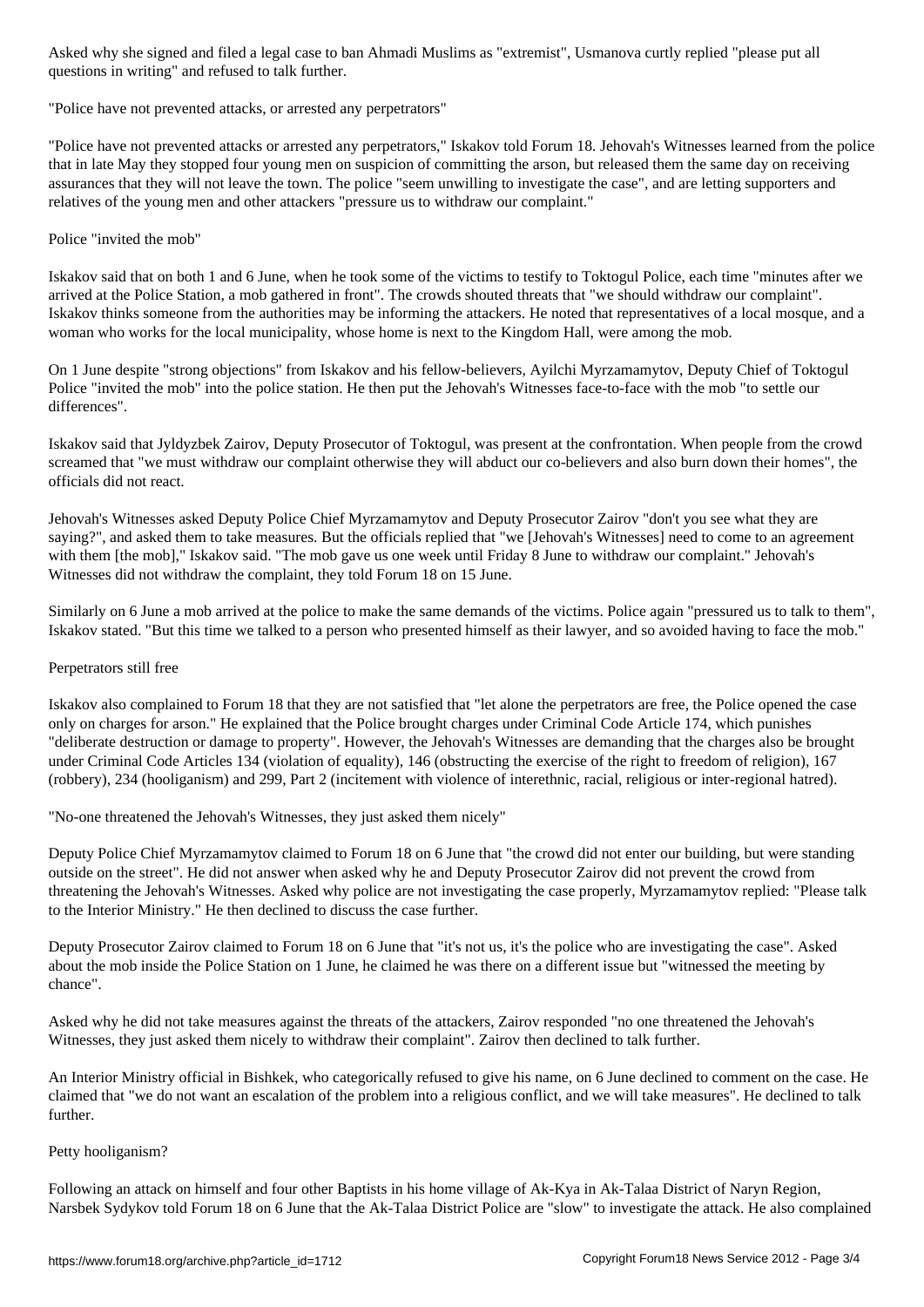Asked why she signed and filed a legal case to ban Ahmadi Muslims as "extremist", Usmanova curtly replied "please put all questions in writing" and refused to talk further.

## "Police have not prevented attacks, or arrested any perpetrators"

"Police have not prevented attacks or arrested any perpetrators," Iskakov told Forum 18. Jehovah's Witnesses learned from the police that in late May they stopped four young men on suspicion of committing the arson, but released them the same day on receiving assurances that they will not leave the town. The police "seem unwilling to investigate the case", and are letting supporters and relatives of the young men and other attackers "pressure us to withdraw our complaint."

## Police "invited the mob"

Iskakov said that on both 1 and 6 June, when he took some of the victims to testify to Toktogul Police, each time "minutes after we arrived at the Police Station, a mob gathered in front". The crowds shouted threats that "we should withdraw our complaint". Iskakov thinks someone from the authorities may be informing the attackers. He noted that representatives of a local mosque, and a woman who works for the local municipality, whose home is next to the Kingdom Hall, were among the mob.

On 1 June despite "strong objections" from Iskakov and his fellow-believers, Ayilchi Myrzamamytov, Deputy Chief of Toktogul Police "invited the mob" into the police station. He then put the Jehovah's Witnesses face-to-face with the mob "to settle our differences".

Iskakov said that Jyldyzbek Zairov, Deputy Prosecutor of Toktogul, was present at the confrontation. When people from the crowd screamed that "we must withdraw our complaint otherwise they will abduct our co-believers and also burn down their homes", the officials did not react.

Jehovah's Witnesses asked Deputy Police Chief Myrzamamytov and Deputy Prosecutor Zairov "don't you see what they are saying?", and asked them to take measures. But the officials replied that "we [Jehovah's Witnesses] need to come to an agreement with them [the mob]," Iskakov said. "The mob gave us one week until Friday 8 June to withdraw our complaint." Jehovah's Witnesses did not withdraw the complaint, they told Forum 18 on 15 June.

Similarly on 6 June a mob arrived at the police to make the same demands of the victims. Police again "pressured us to talk to them", Iskakov stated. "But this time we talked to a person who presented himself as their lawyer, and so avoided having to face the mob."

## Perpetrators still free

Iskakov also complained to Forum 18 that they are not satisfied that "let alone the perpetrators are free, the Police opened the case only on charges for arson." He explained that the Police brought charges under Criminal Code Article 174, which punishes "deliberate destruction or damage to property". However, the Jehovah's Witnesses are demanding that the charges also be brought under Criminal Code Articles 134 (violation of equality), 146 (obstructing the exercise of the right to freedom of religion), 167 (robbery), 234 (hooliganism) and 299, Part 2 (incitement with violence of interethnic, racial, religious or inter-regional hatred).

## "No-one threatened the Jehovah's Witnesses, they just asked them nicely"

Deputy Police Chief Myrzamamytov claimed to Forum 18 on 6 June that "the crowd did not enter our building, but were standing outside on the street". He did not answer when asked why he and Deputy Prosecutor Zairov did not prevent the crowd from threatening the Jehovah's Witnesses. Asked why police are not investigating the case properly, Myrzamamytov replied: "Please talk to the Interior Ministry." He then declined to discuss the case further.

Deputy Prosecutor Zairov claimed to Forum 18 on 6 June that "it's not us, it's the police who are investigating the case". Asked about the mob inside the Police Station on 1 June, he claimed he was there on a different issue but "witnessed the meeting by chance".

Asked why he did not take measures against the threats of the attackers, Zairov responded "no one threatened the Jehovah's Witnesses, they just asked them nicely to withdraw their complaint". Zairov then declined to talk further.

An Interior Ministry official in Bishkek, who categorically refused to give his name, on 6 June declined to comment on the case. He claimed that "we do not want an escalation of the problem into a religious conflict, and we will take measures". He declined to talk further.

## Petty hooliganism?

Following an attack on himself and four other Baptists in his home village of Ak-Kya in Ak-Talaa District of Naryn Region, Narsbek Sydykov told Forum 18 on 6 June that the Ak-Talaa District Police are "slow" to investigate the attack. He also complained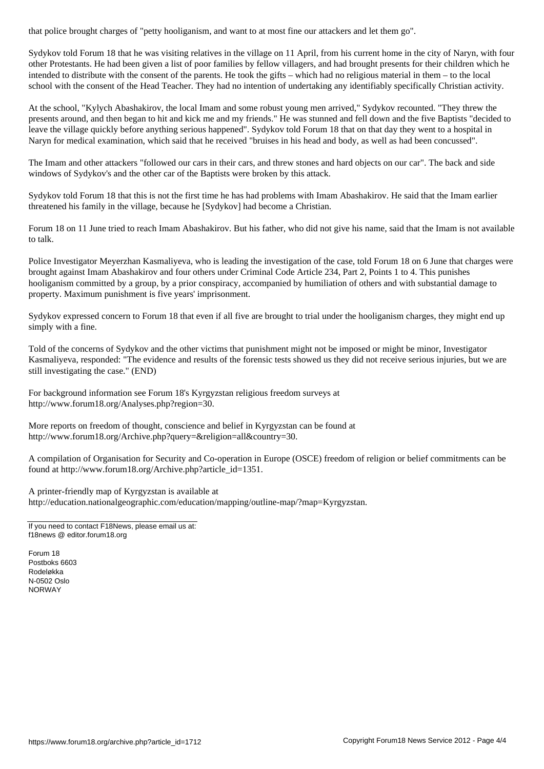that police brought charges of "petty hooliganism, and want to at most fine our attackers and let them go".

Sydykov told Forum 18 that he was visiting relatives in the village on 11 April, from his current home in the city of Naryn, with four other Protestants. He had been given a list of poor families by fellow villagers, and had brought presents for their children which he intended to distribute with the consent of the parents. He took the gifts – which had no religious material in them – to the local school with the consent of the Head Teacher. They had no intention of undertaking any identifiably specifically Christian activity.

At the school, "Kylych Abashakirov, the local Imam and some robust young men arrived," Sydykov recounted. "They threw the presents around, and then began to hit and kick me and my friends." He was stunned and fell down and the five Baptists "decided to leave the village quickly before anything serious happened". Sydykov told Forum 18 that on that day they went to a hospital in Naryn for medical examination, which said that he received "bruises in his head and body, as well as had been concussed".

The Imam and other attackers "followed our cars in their cars, and threw stones and hard objects on our car". The back and side windows of Sydykov's and the other car of the Baptists were broken by this attack.

Sydykov told Forum 18 that this is not the first time he has had problems with Imam Abashakirov. He said that the Imam earlier threatened his family in the village, because he [Sydykov] had become a Christian.

Forum 18 on 11 June tried to reach Imam Abashakirov. But his father, who did not give his name, said that the Imam is not available to talk.

Police Investigator Meyerzhan Kasmaliyeva, who is leading the investigation of the case, told Forum 18 on 6 June that charges were brought against Imam Abashakirov and four others under Criminal Code Article 234, Part 2, Points 1 to 4. This punishes hooliganism committed by a group, by a prior conspiracy, accompanied by humiliation of others and with substantial damage to property. Maximum punishment is five years' imprisonment.

Sydykov expressed concern to Forum 18 that even if all five are brought to trial under the hooliganism charges, they might end up simply with a fine.

Told of the concerns of Sydykov and the other victims that punishment might not be imposed or might be minor, Investigator Kasmaliyeva, responded: "The evidence and results of the forensic tests showed us they did not receive serious injuries, but we are still investigating the case." (END)

For background information see Forum 18's Kyrgyzstan religious freedom surveys at http://www.forum18.org/Analyses.php?region=30.

More reports on freedom of thought, conscience and belief in Kyrgyzstan can be found at http://www.forum18.org/Archive.php?query=&religion=all&country=30.

A compilation of Organisation for Security and Co-operation in Europe (OSCE) freedom of religion or belief commitments can be found at http://www.forum18.org/Archive.php?article_id=1351.

A printer-friendly map of Kyrgyzstan is available at http://education.nationalgeographic.com/education/mapping/outline-map/?map=Kyrgyzstan.

If you need to contact F18News, please email us at:
f18news @ editor.forum18.org

Forum 18
Postboks 6603
Rodeløkka
N-0502 Oslo
NORWAY